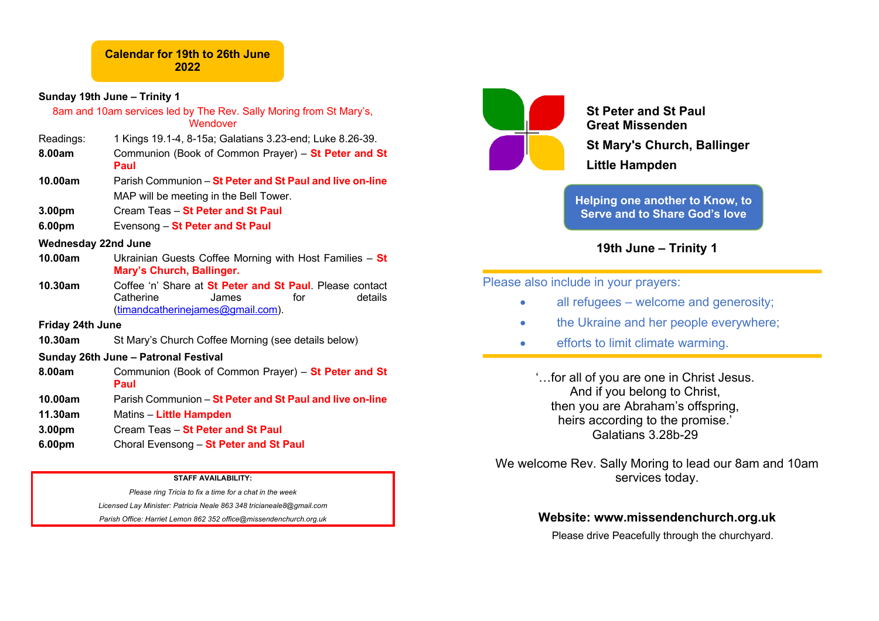## Calendar for 19th to 26th June 2022

### Sunday 19th June – Trinity 1

8am and 10am services led by The Rev. Sally Moring from St Mary's, Wendover

| | |
|---|---|
| Readings: | 1 Kings 19.1-4, 8-15a; Galatians 3.23-end; Luke 8.26-39. |
| **8.00am** | Communion (Book of Common Prayer) – **St Peter and St Paul** |
| **10.00am** | Parish Communion – **St Peter and St Paul and live on-line** |
| | MAP will be meeting in the Bell Tower. |
| **3.00pm** | Cream Teas – **St Peter and St Paul** |
| **6.00pm** | Evensong – **St Peter and St Paul** |

### Wednesday 22nd June

| | |
|---|---|
| **10.00am** | Ukrainian Guests Coffee Morning with Host Families – **St Mary's Church, Ballinger.** |
| **10.30am** | Coffee 'n' Share at **St Peter and St Paul**. Please contact Catherine James for details (timandcatherinejames@gmail.com). |

### Friday 24th June

| | |
|---|---|
| **10.30am** | St Mary's Church Coffee Morning (see details below) |

### Sunday 26th June – Patronal Festival

| | |
|---|---|
| **8.00am** | Communion (Book of Common Prayer) – **St Peter and St Paul** |
| **10.00am** | Parish Communion – **St Peter and St Paul and live on-line** |
| **11.30am** | Matins – **Little Hampden** |
| **3.00pm** | Cream Teas – **St Peter and St Paul** |
| **6.00pm** | Choral Evensong – **St Peter and St Paul** |

**STAFF AVAILABILITY:**

*Please ring Tricia to fix a time for a chat in the week*

*Licensed Lay Minister: Patricia Neale 863 348 tricianeale8@gmail.com*

*Parish Office: Harriet Lemon 862 352 office@missendenchurch.org.uk*

---

**St Peter and St Paul**
**Great Missenden**

**St Mary's Church, Ballinger**

**Little Hampden**

**Helping one another to Know, to Serve and to Share God's love**

**19th June – Trinity 1**

Please also include in your prayers:

- all refugees – welcome and generosity;
- the Ukraine and her people everywhere;
- efforts to limit climate warming.

'…for all of you are one in Christ Jesus.
And if you belong to Christ,
then you are Abraham's offspring,
heirs according to the promise.'
Galatians 3.28b-29

We welcome Rev. Sally Moring to lead our 8am and 10am services today.

**Website: www.missendenchurch.org.uk**

Please drive Peacefully through the churchyard.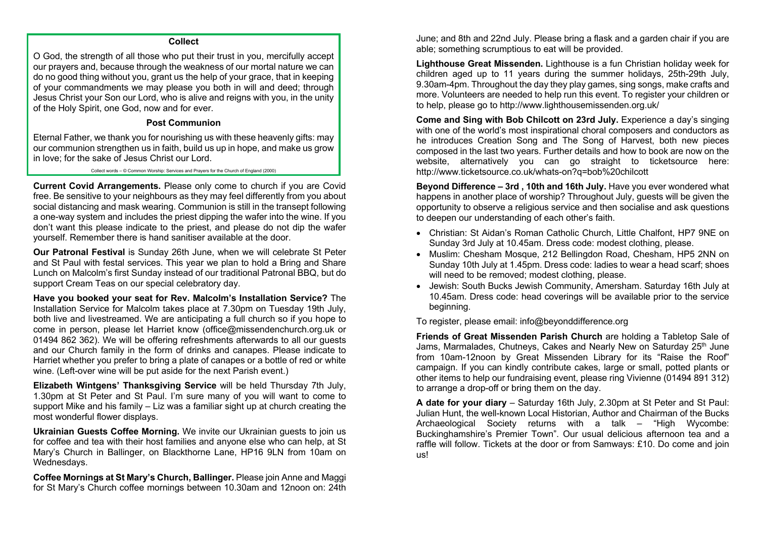### Collect

O God, the strength of all those who put their trust in you, mercifully accept our prayers and, because through the weakness of our mortal nature we can do no good thing without you, grant us the help of your grace, that in keeping of your commandments we may please you both in will and deed; through Jesus Christ your Son our Lord, who is alive and reigns with you, in the unity of the Holy Spirit, one God, now and for ever.

### Post Communion

Eternal Father, we thank you for nourishing us with these heavenly gifts: may our communion strengthen us in faith, build us up in hope, and make us grow in love; for the sake of Jesus Christ our Lord.

Collect words – © Common Worship: Services and Prayers for the Church of England (2000)

**Current Covid Arrangements.** Please only come to church if you are Covid free. Be sensitive to your neighbours as they may feel differently from you about social distancing and mask wearing. Communion is still in the transept following a one-way system and includes the priest dipping the wafer into the wine. If you don't want this please indicate to the priest, and please do not dip the wafer yourself. Remember there is hand sanitiser available at the door.

**Our Patronal Festival** is Sunday 26th June, when we will celebrate St Peter and St Paul with festal services. This year we plan to hold a Bring and Share Lunch on Malcolm's first Sunday instead of our traditional Patronal BBQ, but do support Cream Teas on our special celebratory day.

**Have you booked your seat for Rev. Malcolm's Installation Service?** The Installation Service for Malcolm takes place at 7.30pm on Tuesday 19th July, both live and livestreamed. We are anticipating a full church so if you hope to come in person, please let Harriet know (office@missendenchurch.org.uk or 01494 862 362). We will be offering refreshments afterwards to all our guests and our Church family in the form of drinks and canapes. Please indicate to Harriet whether you prefer to bring a plate of canapes or a bottle of red or white wine. (Left-over wine will be put aside for the next Parish event.)

**Elizabeth Wintgens' Thanksgiving Service** will be held Thursday 7th July, 1.30pm at St Peter and St Paul. I'm sure many of you will want to come to support Mike and his family – Liz was a familiar sight up at church creating the most wonderful flower displays.

**Ukrainian Guests Coffee Morning.** We invite our Ukrainian guests to join us for coffee and tea with their host families and anyone else who can help, at St Mary's Church in Ballinger, on Blackthorne Lane, HP16 9LN from 10am on Wednesdays.

**Coffee Mornings at St Mary's Church, Ballinger.** Please join Anne and Maggi for St Mary's Church coffee mornings between 10.30am and 12noon on: 24th June; and 8th and 22nd July. Please bring a flask and a garden chair if you are able; something scrumptious to eat will be provided.

**Lighthouse Great Missenden.** Lighthouse is a fun Christian holiday week for children aged up to 11 years during the summer holidays, 25th-29th July, 9.30am-4pm. Throughout the day they play games, sing songs, make crafts and more. Volunteers are needed to help run this event. To register your children or to help, please go to http://www.lighthousemissenden.org.uk/

**Come and Sing with Bob Chilcott on 23rd July.** Experience a day's singing with one of the world's most inspirational choral composers and conductors as he introduces Creation Song and The Song of Harvest, both new pieces composed in the last two years. Further details and how to book are now on the website, alternatively you can go straight to ticketsource here: http://www.ticketsource.co.uk/whats-on?q=bob%20chilcott

**Beyond Difference – 3rd , 10th and 16th July.** Have you ever wondered what happens in another place of worship? Throughout July, guests will be given the opportunity to observe a religious service and then socialise and ask questions to deepen our understanding of each other's faith.

- Christian: St Aidan's Roman Catholic Church, Little Chalfont, HP7 9NE on Sunday 3rd July at 10.45am. Dress code: modest clothing, please.
- Muslim: Chesham Mosque, 212 Bellingdon Road, Chesham, HP5 2NN on Sunday 10th July at 1.45pm. Dress code: ladies to wear a head scarf; shoes will need to be removed; modest clothing, please.
- Jewish: South Bucks Jewish Community, Amersham. Saturday 16th July at 10.45am. Dress code: head coverings will be available prior to the service beginning.

To register, please email: info@beyonddifference.org

**Friends of Great Missenden Parish Church** are holding a Tabletop Sale of Jams, Marmalades, Chutneys, Cakes and Nearly New on Saturday 25th June from 10am-12noon by Great Missenden Library for its "Raise the Roof" campaign. If you can kindly contribute cakes, large or small, potted plants or other items to help our fundraising event, please ring Vivienne (01494 891 312) to arrange a drop-off or bring them on the day.

**A date for your diary** – Saturday 16th July, 2.30pm at St Peter and St Paul: Julian Hunt, the well-known Local Historian, Author and Chairman of the Bucks Archaeological Society returns with a talk – "High Wycombe: Buckinghamshire's Premier Town". Our usual delicious afternoon tea and a raffle will follow. Tickets at the door or from Samways: £10. Do come and join us!